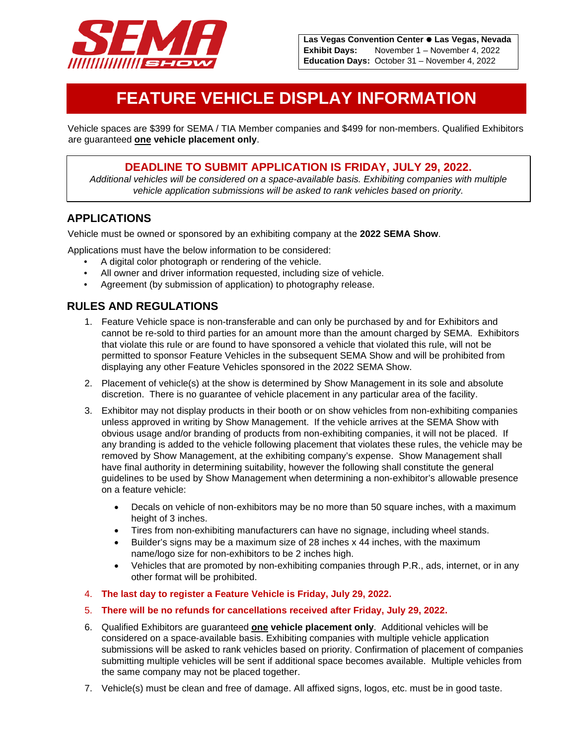**Las Vegas Convention Center ● Las Vegas, Nevada**
**Exhibit Days:** November 1 – November 4, 2022
**Education Days:** October 31 – November 4, 2022

# FEATURE VEHICLE DISPLAY INFORMATION

Vehicle spaces are $399 for SEMA / TIA Member companies and $499 for non-members. Qualified Exhibitors are guaranteed **one vehicle placement only**.

**DEADLINE TO SUBMIT APPLICATION IS FRIDAY, JULY 29, 2022.**
*Additional vehicles will be considered on a space-available basis. Exhibiting companies with multiple vehicle application submissions will be asked to rank vehicles based on priority.*

## APPLICATIONS

Vehicle must be owned or sponsored by an exhibiting company at the **2022 SEMA Show**.

Applications must have the below information to be considered:

- A digital color photograph or rendering of the vehicle.
- All owner and driver information requested, including size of vehicle.
- Agreement (by submission of application) to photography release.

## RULES AND REGULATIONS

1. Feature Vehicle space is non-transferable and can only be purchased by and for Exhibitors and cannot be re-sold to third parties for an amount more than the amount charged by SEMA. Exhibitors that violate this rule or are found to have sponsored a vehicle that violated this rule, will not be permitted to sponsor Feature Vehicles in the subsequent SEMA Show and will be prohibited from displaying any other Feature Vehicles sponsored in the 2022 SEMA Show.
2. Placement of vehicle(s) at the show is determined by Show Management in its sole and absolute discretion. There is no guarantee of vehicle placement in any particular area of the facility.
3. Exhibitor may not display products in their booth or on show vehicles from non-exhibiting companies unless approved in writing by Show Management. If the vehicle arrives at the SEMA Show with obvious usage and/or branding of products from non-exhibiting companies, it will not be placed. If any branding is added to the vehicle following placement that violates these rules, the vehicle may be removed by Show Management, at the exhibiting company's expense. Show Management shall have final authority in determining suitability, however the following shall constitute the general guidelines to be used by Show Management when determining a non-exhibitor's allowable presence on a feature vehicle:
   - Decals on vehicle of non-exhibitors may be no more than 50 square inches, with a maximum height of 3 inches.
   - Tires from non-exhibiting manufacturers can have no signage, including wheel stands.
   - Builder's signs may be a maximum size of 28 inches x 44 inches, with the maximum name/logo size for non-exhibitors to be 2 inches high.
   - Vehicles that are promoted by non-exhibiting companies through P.R., ads, internet, or in any other format will be prohibited.
4. **The last day to register a Feature Vehicle is Friday, July 29, 2022.**
5. **There will be no refunds for cancellations received after Friday, July 29, 2022.**
6. Qualified Exhibitors are guaranteed **one vehicle placement only**. Additional vehicles will be considered on a space-available basis. Exhibiting companies with multiple vehicle application submissions will be asked to rank vehicles based on priority. Confirmation of placement of companies submitting multiple vehicles will be sent if additional space becomes available. Multiple vehicles from the same company may not be placed together.
7. Vehicle(s) must be clean and free of damage. All affixed signs, logos, etc. must be in good taste.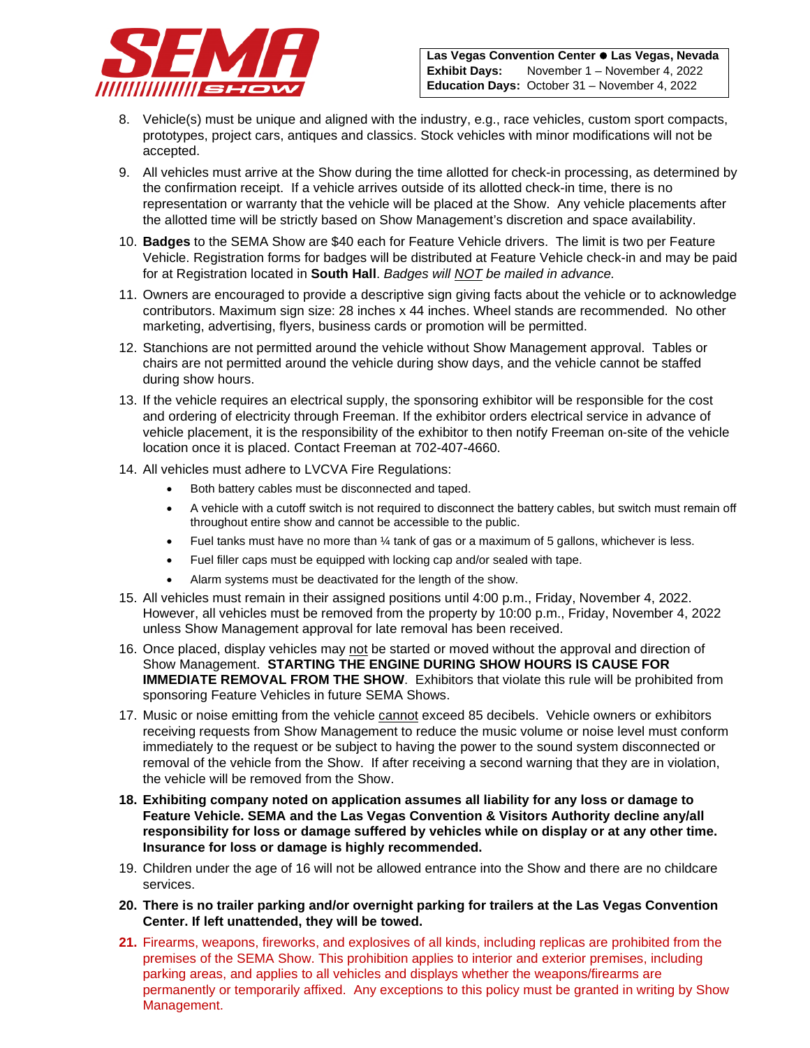8. Vehicle(s) must be unique and aligned with the industry, e.g., race vehicles, custom sport compacts, prototypes, project cars, antiques and classics. Stock vehicles with minor modifications will not be accepted.
9. All vehicles must arrive at the Show during the time allotted for check-in processing, as determined by the confirmation receipt. If a vehicle arrives outside of its allotted check-in time, there is no representation or warranty that the vehicle will be placed at the Show. Any vehicle placements after the allotted time will be strictly based on Show Management's discretion and space availability.
10. **Badges** to the SEMA Show are $40 each for Feature Vehicle drivers. The limit is two per Feature Vehicle. Registration forms for badges will be distributed at Feature Vehicle check-in and may be paid for at Registration located in **South Hall**. *Badges will NOT be mailed in advance.*
11. Owners are encouraged to provide a descriptive sign giving facts about the vehicle or to acknowledge contributors. Maximum sign size: 28 inches x 44 inches. Wheel stands are recommended. No other marketing, advertising, flyers, business cards or promotion will be permitted.
12. Stanchions are not permitted around the vehicle without Show Management approval. Tables or chairs are not permitted around the vehicle during show days, and the vehicle cannot be staffed during show hours.
13. If the vehicle requires an electrical supply, the sponsoring exhibitor will be responsible for the cost and ordering of electricity through Freeman. If the exhibitor orders electrical service in advance of vehicle placement, it is the responsibility of the exhibitor to then notify Freeman on-site of the vehicle location once it is placed. Contact Freeman at 702-407-4660.
14. All vehicles must adhere to LVCVA Fire Regulations:
    - Both battery cables must be disconnected and taped.
    - A vehicle with a cutoff switch is not required to disconnect the battery cables, but switch must remain off throughout entire show and cannot be accessible to the public.
    - Fuel tanks must have no more than ¼ tank of gas or a maximum of 5 gallons, whichever is less.
    - Fuel filler caps must be equipped with locking cap and/or sealed with tape.
    - Alarm systems must be deactivated for the length of the show.
15. All vehicles must remain in their assigned positions until 4:00 p.m., Friday, November 4, 2022. However, all vehicles must be removed from the property by 10:00 p.m., Friday, November 4, 2022 unless Show Management approval for late removal has been received.
16. Once placed, display vehicles may not be started or moved without the approval and direction of Show Management. **STARTING THE ENGINE DURING SHOW HOURS IS CAUSE FOR IMMEDIATE REMOVAL FROM THE SHOW**. Exhibitors that violate this rule will be prohibited from sponsoring Feature Vehicles in future SEMA Shows.
17. Music or noise emitting from the vehicle cannot exceed 85 decibels. Vehicle owners or exhibitors receiving requests from Show Management to reduce the music volume or noise level must conform immediately to the request or be subject to having the power to the sound system disconnected or removal of the vehicle from the Show. If after receiving a second warning that they are in violation, the vehicle will be removed from the Show.
18. **Exhibiting company noted on application assumes all liability for any loss or damage to Feature Vehicle. SEMA and the Las Vegas Convention & Visitors Authority decline any/all responsibility for loss or damage suffered by vehicles while on display or at any other time. Insurance for loss or damage is highly recommended.**
19. Children under the age of 16 will not be allowed entrance into the Show and there are no childcare services.
20. **There is no trailer parking and/or overnight parking for trailers at the Las Vegas Convention Center. If left unattended, they will be towed.**
21. Firearms, weapons, fireworks, and explosives of all kinds, including replicas are prohibited from the premises of the SEMA Show. This prohibition applies to interior and exterior premises, including parking areas, and applies to all vehicles and displays whether the weapons/firearms are permanently or temporarily affixed. Any exceptions to this policy must be granted in writing by Show Management.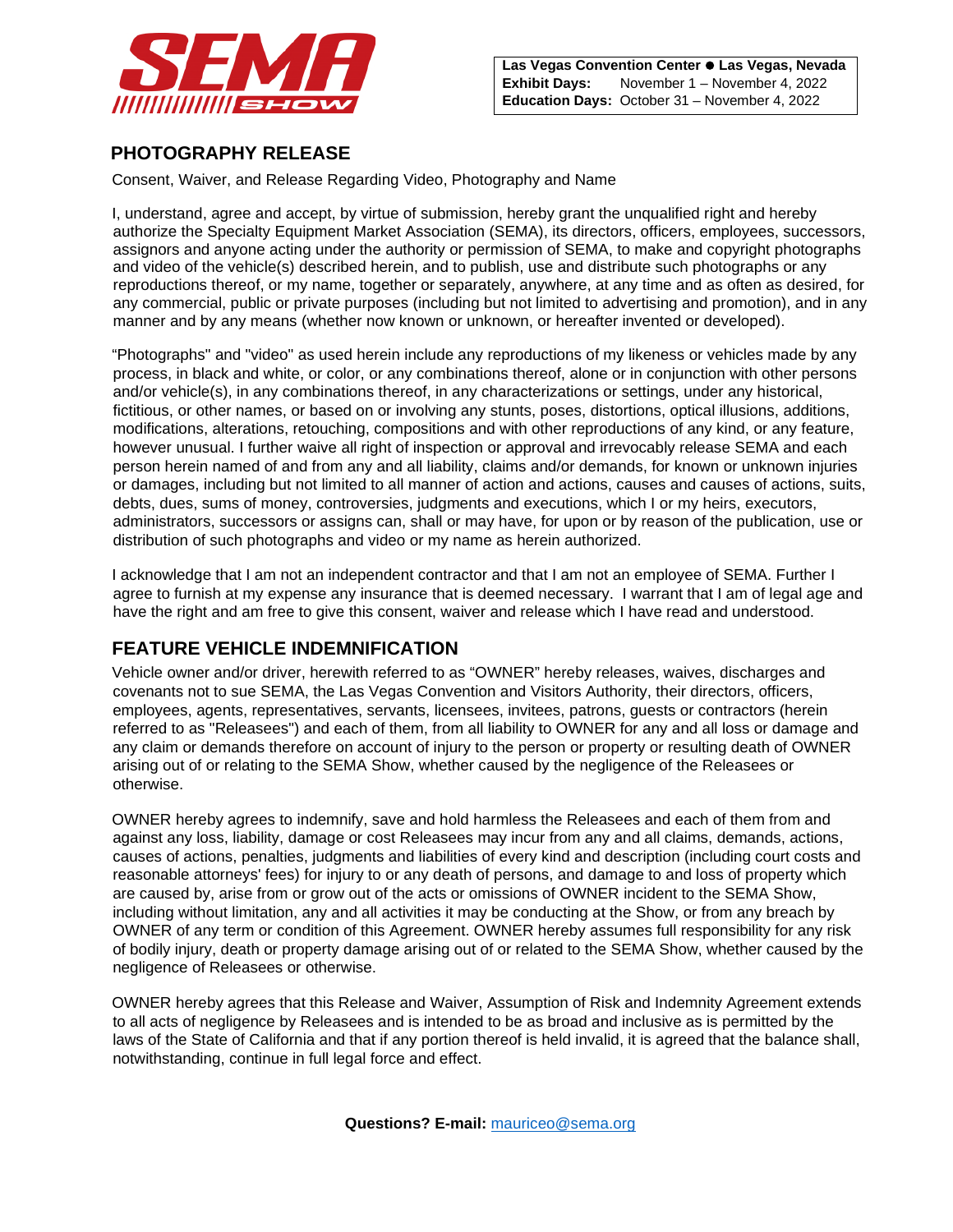Las Vegas Convention Center ● Las Vegas, Nevada
**Exhibit Days:** November 1 – November 4, 2022
**Education Days:** October 31 – November 4, 2022

## PHOTOGRAPHY RELEASE

Consent, Waiver, and Release Regarding Video, Photography and Name

I, understand, agree and accept, by virtue of submission, hereby grant the unqualified right and hereby authorize the Specialty Equipment Market Association (SEMA), its directors, officers, employees, successors, assignors and anyone acting under the authority or permission of SEMA, to make and copyright photographs and video of the vehicle(s) described herein, and to publish, use and distribute such photographs or any reproductions thereof, or my name, together or separately, anywhere, at any time and as often as desired, for any commercial, public or private purposes (including but not limited to advertising and promotion), and in any manner and by any means (whether now known or unknown, or hereafter invented or developed).

"Photographs" and "video" as used herein include any reproductions of my likeness or vehicles made by any process, in black and white, or color, or any combinations thereof, alone or in conjunction with other persons and/or vehicle(s), in any combinations thereof, in any characterizations or settings, under any historical, fictitious, or other names, or based on or involving any stunts, poses, distortions, optical illusions, additions, modifications, alterations, retouching, compositions and with other reproductions of any kind, or any feature, however unusual. I further waive all right of inspection or approval and irrevocably release SEMA and each person herein named of and from any and all liability, claims and/or demands, for known or unknown injuries or damages, including but not limited to all manner of action and actions, causes and causes of actions, suits, debts, dues, sums of money, controversies, judgments and executions, which I or my heirs, executors, administrators, successors or assigns can, shall or may have, for upon or by reason of the publication, use or distribution of such photographs and video or my name as herein authorized.

I acknowledge that I am not an independent contractor and that I am not an employee of SEMA. Further I agree to furnish at my expense any insurance that is deemed necessary. I warrant that I am of legal age and have the right and am free to give this consent, waiver and release which I have read and understood.

## FEATURE VEHICLE INDEMNIFICATION

Vehicle owner and/or driver, herewith referred to as "OWNER" hereby releases, waives, discharges and covenants not to sue SEMA, the Las Vegas Convention and Visitors Authority, their directors, officers, employees, agents, representatives, servants, licensees, invitees, patrons, guests or contractors (herein referred to as "Releasees") and each of them, from all liability to OWNER for any and all loss or damage and any claim or demands therefore on account of injury to the person or property or resulting death of OWNER arising out of or relating to the SEMA Show, whether caused by the negligence of the Releasees or otherwise.

OWNER hereby agrees to indemnify, save and hold harmless the Releasees and each of them from and against any loss, liability, damage or cost Releasees may incur from any and all claims, demands, actions, causes of actions, penalties, judgments and liabilities of every kind and description (including court costs and reasonable attorneys' fees) for injury to or any death of persons, and damage to and loss of property which are caused by, arise from or grow out of the acts or omissions of OWNER incident to the SEMA Show, including without limitation, any and all activities it may be conducting at the Show, or from any breach by OWNER of any term or condition of this Agreement. OWNER hereby assumes full responsibility for any risk of bodily injury, death or property damage arising out of or related to the SEMA Show, whether caused by the negligence of Releasees or otherwise.

OWNER hereby agrees that this Release and Waiver, Assumption of Risk and Indemnity Agreement extends to all acts of negligence by Releasees and is intended to be as broad and inclusive as is permitted by the laws of the State of California and that if any portion thereof is held invalid, it is agreed that the balance shall, notwithstanding, continue in full legal force and effect.

**Questions? E-mail:** mauriceo@sema.org